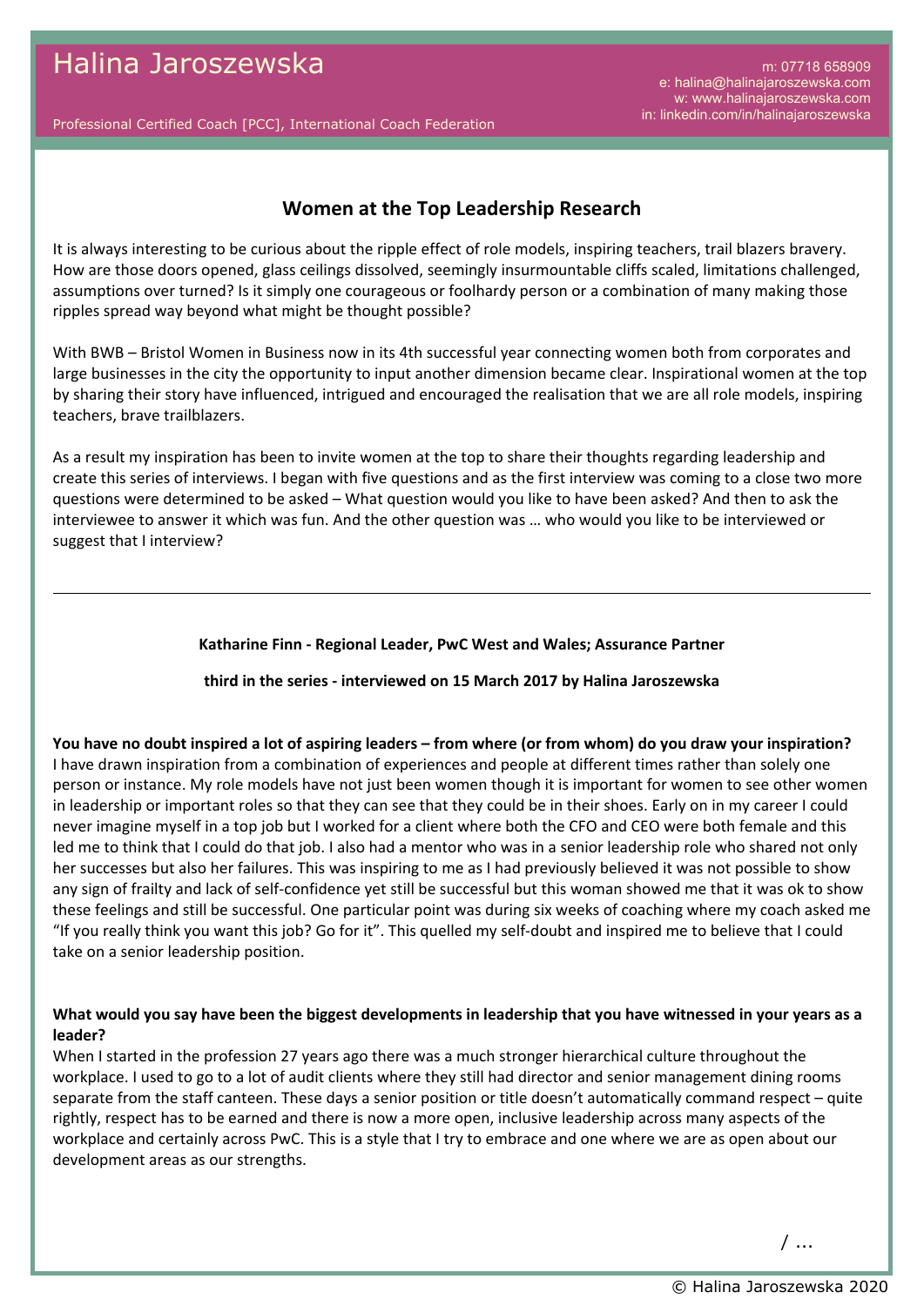# Halina Jaroszewska

Professional Certified Coach [PCC], International Coach Federation

m: 07718 658909
e: halina@halinajaroszewska.com
w: www.halinajaroszewska.com
in: linkedin.com/in/halinajaroszewska

## Women at the Top Leadership Research

It is always interesting to be curious about the ripple effect of role models, inspiring teachers, trail blazers bravery. How are those doors opened, glass ceilings dissolved, seemingly insurmountable cliffs scaled, limitations challenged, assumptions over turned? Is it simply one courageous or foolhardy person or a combination of many making those ripples spread way beyond what might be thought possible?

With BWB – Bristol Women in Business now in its 4th successful year connecting women both from corporates and large businesses in the city the opportunity to input another dimension became clear. Inspirational women at the top by sharing their story have influenced, intrigued and encouraged the realisation that we are all role models, inspiring teachers, brave trailblazers.

As a result my inspiration has been to invite women at the top to share their thoughts regarding leadership and create this series of interviews. I began with five questions and as the first interview was coming to a close two more questions were determined to be asked – What question would you like to have been asked? And then to ask the interviewee to answer it which was fun. And the other question was … who would you like to be interviewed or suggest that I interview?

---

**Katharine Finn - Regional Leader, PwC West and Wales; Assurance Partner**

**third in the series - interviewed on 15 March 2017 by Halina Jaroszewska**

**You have no doubt inspired a lot of aspiring leaders – from where (or from whom) do you draw your inspiration?**
I have drawn inspiration from a combination of experiences and people at different times rather than solely one person or instance. My role models have not just been women though it is important for women to see other women in leadership or important roles so that they can see that they could be in their shoes. Early on in my career I could never imagine myself in a top job but I worked for a client where both the CFO and CEO were both female and this led me to think that I could do that job. I also had a mentor who was in a senior leadership role who shared not only her successes but also her failures. This was inspiring to me as I had previously believed it was not possible to show any sign of frailty and lack of self-confidence yet still be successful but this woman showed me that it was ok to show these feelings and still be successful. One particular point was during six weeks of coaching where my coach asked me "If you really think you want this job? Go for it". This quelled my self-doubt and inspired me to believe that I could take on a senior leadership position.

**What would you say have been the biggest developments in leadership that you have witnessed in your years as a leader?**
When I started in the profession 27 years ago there was a much stronger hierarchical culture throughout the workplace. I used to go to a lot of audit clients where they still had director and senior management dining rooms separate from the staff canteen. These days a senior position or title doesn't automatically command respect – quite rightly, respect has to be earned and there is now a more open, inclusive leadership across many aspects of the workplace and certainly across PwC. This is a style that I try to embrace and one where we are as open about our development areas as our strengths.

/ …

© Halina Jaroszewska 2020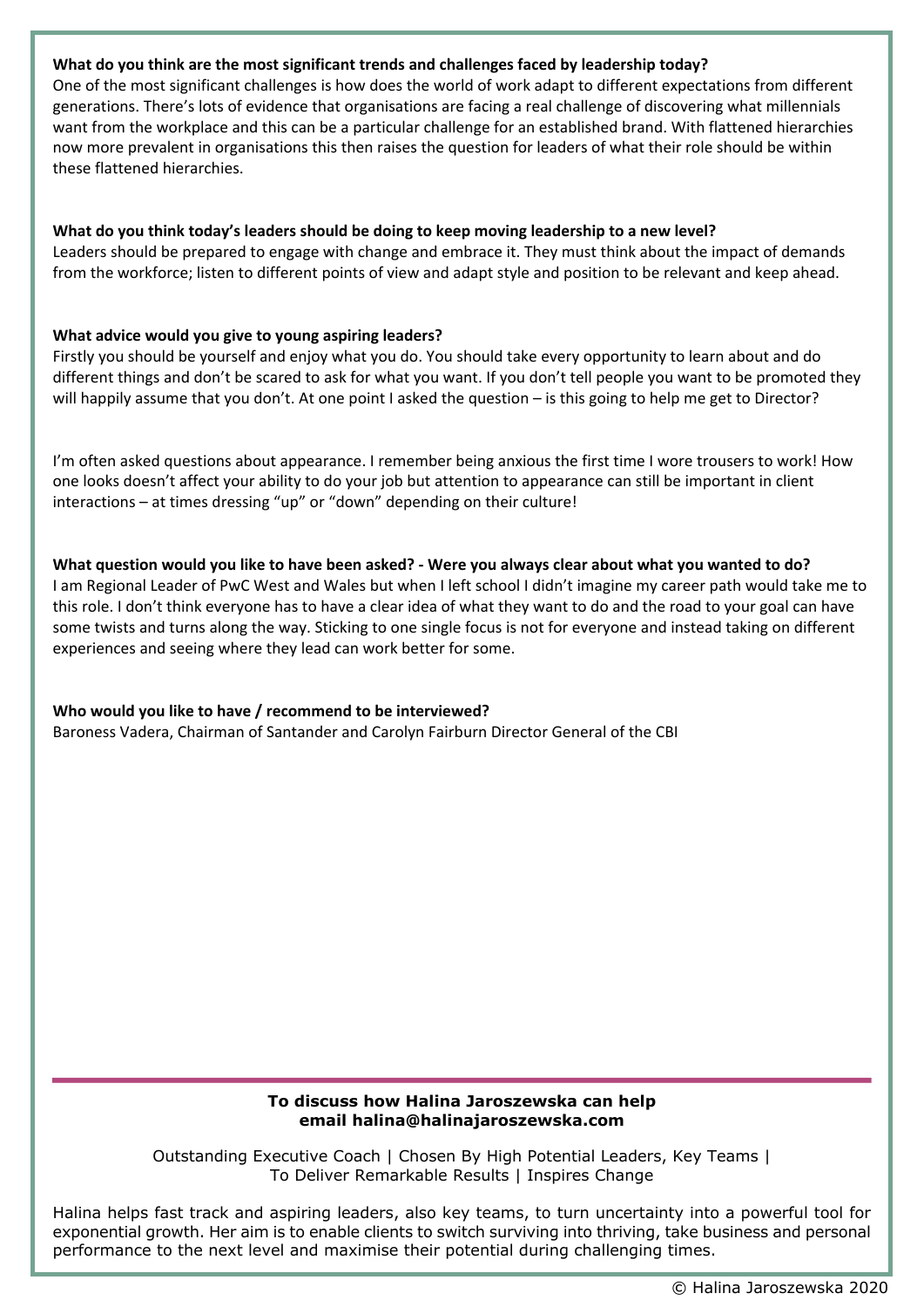**What do you think are the most significant trends and challenges faced by leadership today?**
One of the most significant challenges is how does the world of work adapt to different expectations from different generations. There's lots of evidence that organisations are facing a real challenge of discovering what millennials want from the workplace and this can be a particular challenge for an established brand. With flattened hierarchies now more prevalent in organisations this then raises the question for leaders of what their role should be within these flattened hierarchies.

**What do you think today's leaders should be doing to keep moving leadership to a new level?**
Leaders should be prepared to engage with change and embrace it. They must think about the impact of demands from the workforce; listen to different points of view and adapt style and position to be relevant and keep ahead.

**What advice would you give to young aspiring leaders?**
Firstly you should be yourself and enjoy what you do. You should take every opportunity to learn about and do different things and don't be scared to ask for what you want. If you don't tell people you want to be promoted they will happily assume that you don't. At one point I asked the question – is this going to help me get to Director?

I'm often asked questions about appearance. I remember being anxious the first time I wore trousers to work! How one looks doesn't affect your ability to do your job but attention to appearance can still be important in client interactions – at times dressing "up" or "down" depending on their culture!

**What question would you like to have been asked? - Were you always clear about what you wanted to do?**
I am Regional Leader of PwC West and Wales but when I left school I didn't imagine my career path would take me to this role. I don't think everyone has to have a clear idea of what they want to do and the road to your goal can have some twists and turns along the way. Sticking to one single focus is not for everyone and instead taking on different experiences and seeing where they lead can work better for some.

**Who would you like to have / recommend to be interviewed?**
Baroness Vadera, Chairman of Santander and Carolyn Fairburn Director General of the CBI

---

**To discuss how Halina Jaroszewska can help**
**email halina@halinajaroszewska.com**

Outstanding Executive Coach | Chosen By High Potential Leaders, Key Teams | To Deliver Remarkable Results | Inspires Change

Halina helps fast track and aspiring leaders, also key teams, to turn uncertainty into a powerful tool for exponential growth. Her aim is to enable clients to switch surviving into thriving, take business and personal performance to the next level and maximise their potential during challenging times.

© Halina Jaroszewska 2020